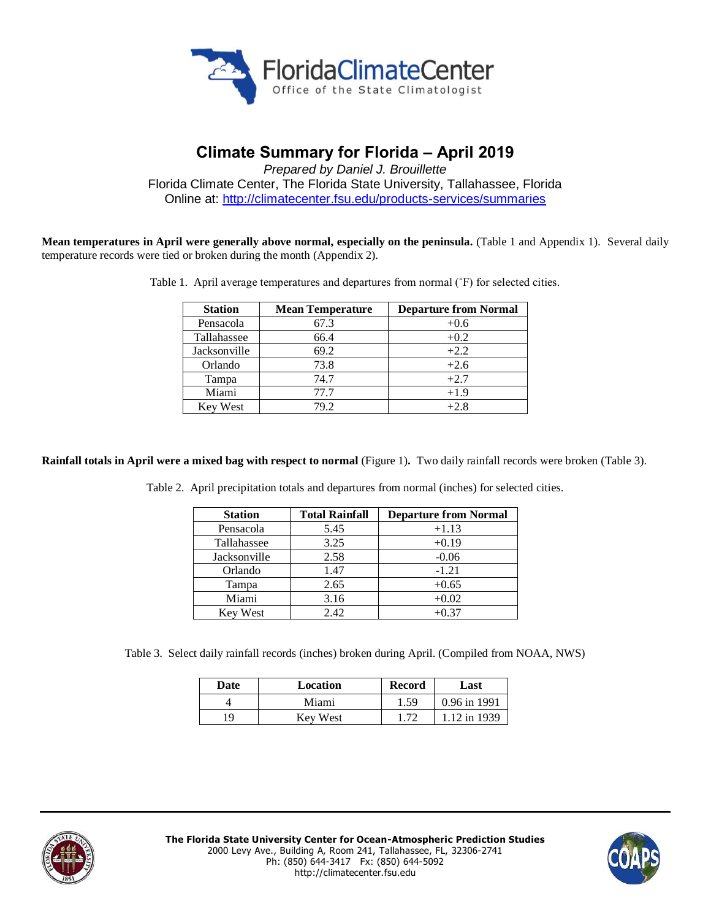# Climate Summary for Florida – April 2019

*Prepared by Daniel J. Brouillette*

Florida Climate Center, The Florida State University, Tallahassee, Florida

Online at: http://climatecenter.fsu.edu/products-services/summaries

**Mean temperatures in April were generally above normal, especially on the peninsula.** (Table 1 and Appendix 1). Several daily temperature records were tied or broken during the month (Appendix 2).

Table 1. April average temperatures and departures from normal (˚F) for selected cities.

| Station | Mean Temperature | Departure from Normal |
|---|---|---|
| Pensacola | 67.3 | +0.6 |
| Tallahassee | 66.4 | +0.2 |
| Jacksonville | 69.2 | +2.2 |
| Orlando | 73.8 | +2.6 |
| Tampa | 74.7 | +2.7 |
| Miami | 77.7 | +1.9 |
| Key West | 79.2 | +2.8 |

**Rainfall totals in April were a mixed bag with respect to normal** (Figure 1)**.** Two daily rainfall records were broken (Table 3).

Table 2. April precipitation totals and departures from normal (inches) for selected cities.

| Station | Total Rainfall | Departure from Normal |
|---|---|---|
| Pensacola | 5.45 | +1.13 |
| Tallahassee | 3.25 | +0.19 |
| Jacksonville | 2.58 | -0.06 |
| Orlando | 1.47 | -1.21 |
| Tampa | 2.65 | +0.65 |
| Miami | 3.16 | +0.02 |
| Key West | 2.42 | +0.37 |

Table 3. Select daily rainfall records (inches) broken during April. (Compiled from NOAA, NWS)

| Date | Location | Record | Last |
|---|---|---|---|
| 4 | Miami | 1.59 | 0.96 in 1991 |
| 19 | Key West | 1.72 | 1.12 in 1939 |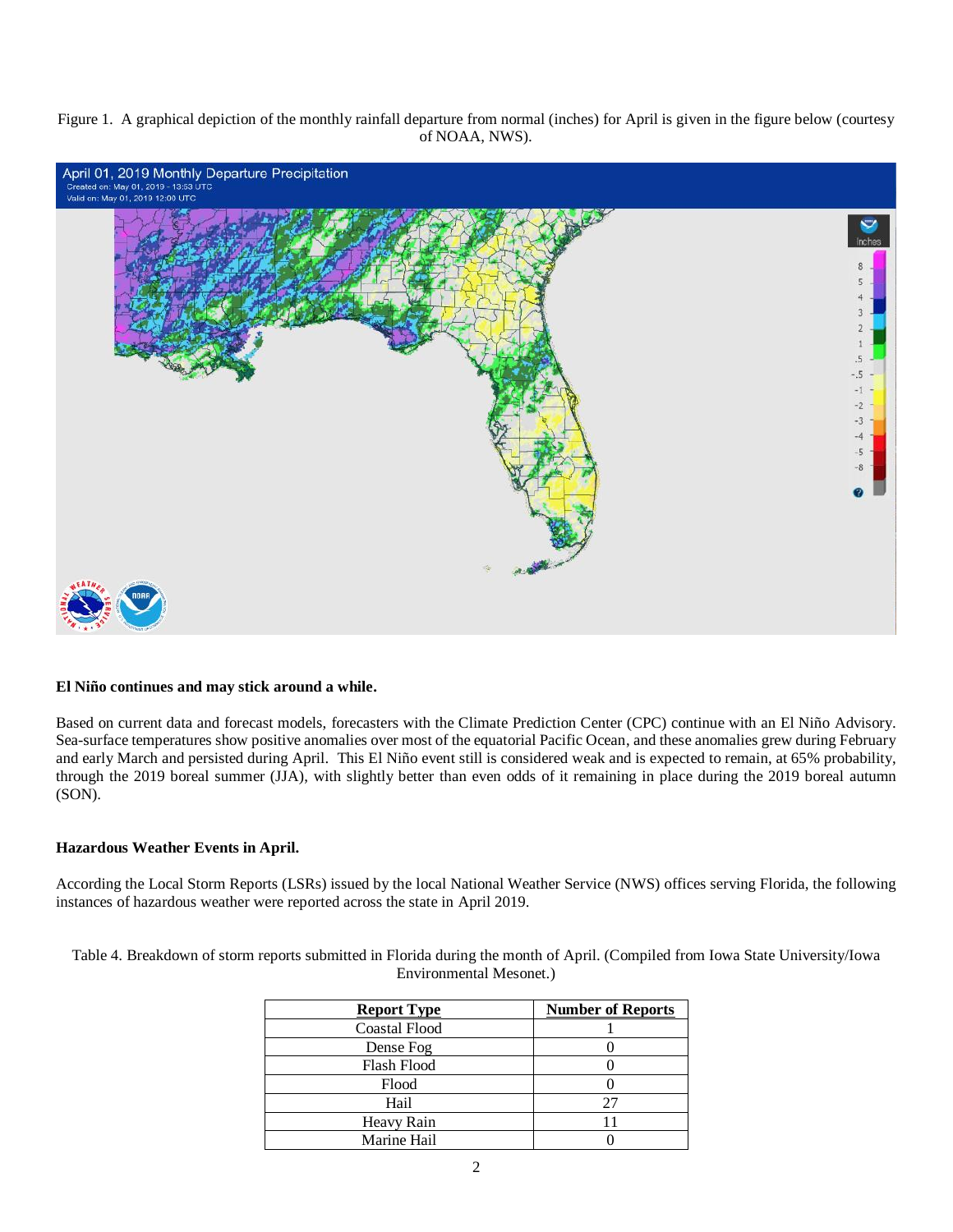Figure 1. A graphical depiction of the monthly rainfall departure from normal (inches) for April is given in the figure below (courtesy of NOAA, NWS).

**El Niño continues and may stick around a while.**

Based on current data and forecast models, forecasters with the Climate Prediction Center (CPC) continue with an El Niño Advisory. Sea-surface temperatures show positive anomalies over most of the equatorial Pacific Ocean, and these anomalies grew during February and early March and persisted during April. This El Niño event still is considered weak and is expected to remain, at 65% probability, through the 2019 boreal summer (JJA), with slightly better than even odds of it remaining in place during the 2019 boreal autumn (SON).

**Hazardous Weather Events in April.**

According the Local Storm Reports (LSRs) issued by the local National Weather Service (NWS) offices serving Florida, the following instances of hazardous weather were reported across the state in April 2019.

Table 4. Breakdown of storm reports submitted in Florida during the month of April. (Compiled from Iowa State University/Iowa Environmental Mesonet.)

| Report Type | Number of Reports |
|---|---|
| Coastal Flood | 1 |
| Dense Fog | 0 |
| Flash Flood | 0 |
| Flood | 0 |
| Hail | 27 |
| Heavy Rain | 11 |
| Marine Hail | 0 |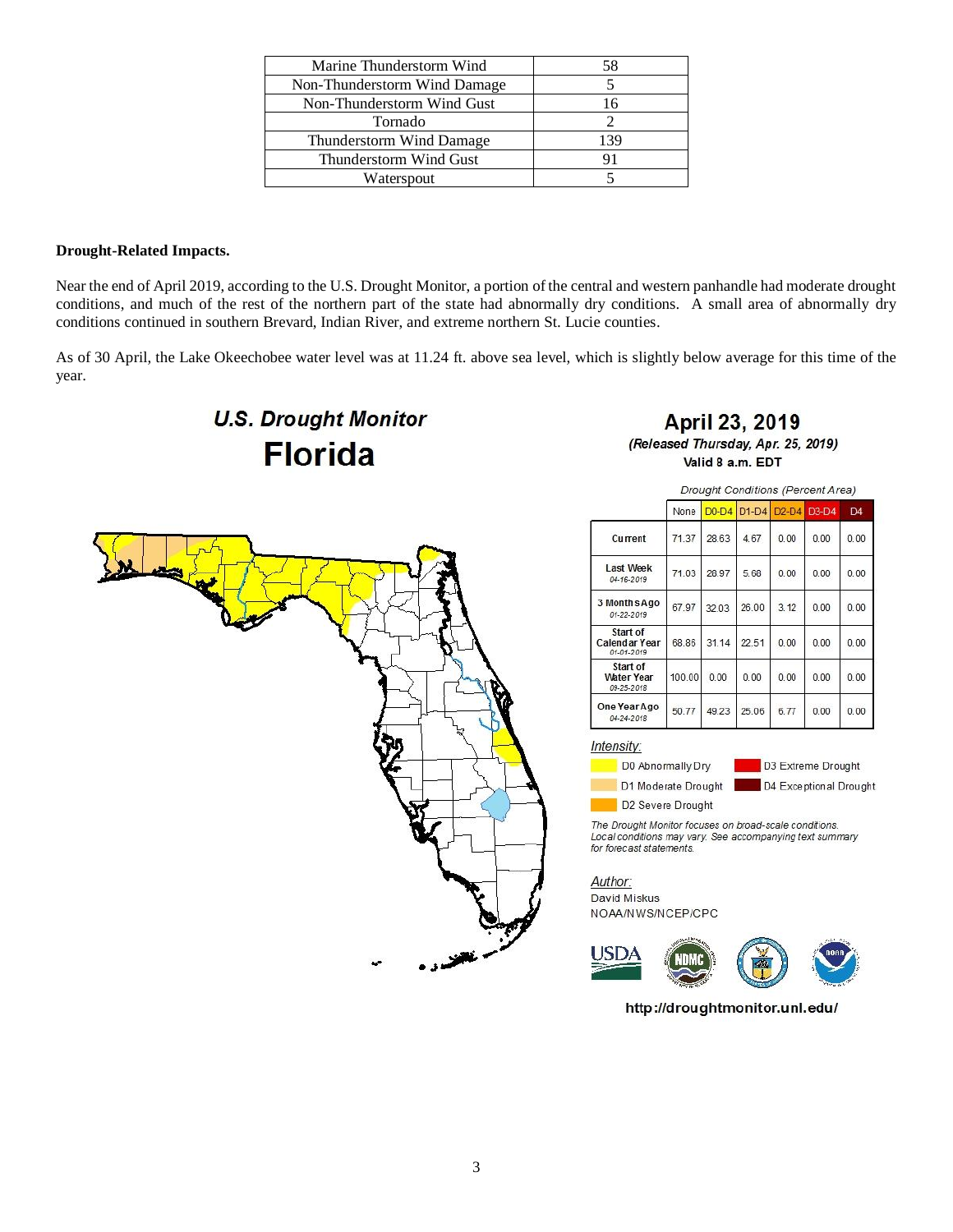| Marine Thunderstorm Wind | 58 |
|---|---|
| Non-Thunderstorm Wind Damage | 5 |
| Non-Thunderstorm Wind Gust | 16 |
| Tornado | 2 |
| Thunderstorm Wind Damage | 139 |
| Thunderstorm Wind Gust | 91 |
| Waterspout | 5 |

**Drought-Related Impacts.**

Near the end of April 2019, according to the U.S. Drought Monitor, a portion of the central and western panhandle had moderate drought conditions, and much of the rest of the northern part of the state had abnormally dry conditions. A small area of abnormally dry conditions continued in southern Brevard, Indian River, and extreme northern St. Lucie counties.

As of 30 April, the Lake Okeechobee water level was at 11.24 ft. above sea level, which is slightly below average for this time of the year.

**U.S. Drought Monitor**
**Florida**

**April 23, 2019**
*(Released Thursday, Apr. 25, 2019)*
Valid 8 a.m. EDT

*Drought Conditions (Percent Area)*

| | None | D0-D4 | D1-D4 | D2-D4 | D3-D4 | D4 |
|---|---|---|---|---|---|---|
| Current | 71.37 | 28.63 | 4.67 | 0.00 | 0.00 | 0.00 |
| Last Week 04-16-2019 | 71.03 | 28.97 | 5.68 | 0.00 | 0.00 | 0.00 |
| 3 Months Ago 01-22-2019 | 67.97 | 32.03 | 26.00 | 3.12 | 0.00 | 0.00 |
| Start of Calendar Year 01-01-2019 | 68.86 | 31.14 | 22.51 | 0.00 | 0.00 | 0.00 |
| Start of Water Year 09-25-2018 | 100.00 | 0.00 | 0.00 | 0.00 | 0.00 | 0.00 |
| One Year Ago 04-24-2018 | 50.77 | 49.23 | 25.06 | 6.77 | 0.00 | 0.00 |

*Intensity:*

- D0 Abnormally Dry
- D1 Moderate Drought
- D2 Severe Drought
- D3 Extreme Drought
- D4 Exceptional Drought

*The Drought Monitor focuses on broad-scale conditions. Local conditions may vary. See accompanying text summary for forecast statements.*

*Author:*
David Miskus
NOAA/NWS/NCEP/CPC

http://droughtmonitor.unl.edu/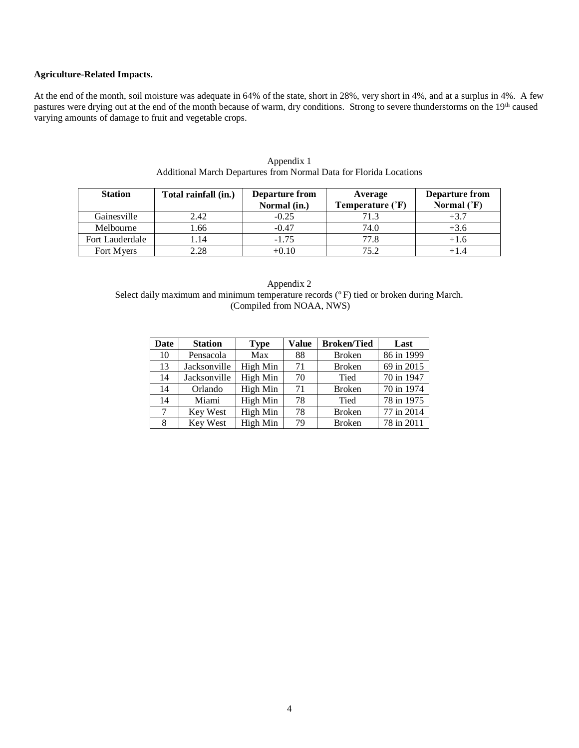**Agriculture-Related Impacts.**

At the end of the month, soil moisture was adequate in 64% of the state, short in 28%, very short in 4%, and at a surplus in 4%. A few pastures were drying out at the end of the month because of warm, dry conditions. Strong to severe thunderstorms on the 19th caused varying amounts of damage to fruit and vegetable crops.

Appendix 1
Additional March Departures from Normal Data for Florida Locations

| Station | Total rainfall (in.) | Departure from Normal (in.) | Average Temperature (˚F) | Departure from Normal (˚F) |
|---|---|---|---|---|
| Gainesville | 2.42 | -0.25 | 71.3 | +3.7 |
| Melbourne | 1.66 | -0.47 | 74.0 | +3.6 |
| Fort Lauderdale | 1.14 | -1.75 | 77.8 | +1.6 |
| Fort Myers | 2.28 | +0.10 | 75.2 | +1.4 |

Appendix 2
Select daily maximum and minimum temperature records (° F) tied or broken during March.
(Compiled from NOAA, NWS)

| Date | Station | Type | Value | Broken/Tied | Last |
|---|---|---|---|---|---|
| 10 | Pensacola | Max | 88 | Broken | 86 in 1999 |
| 13 | Jacksonville | High Min | 71 | Broken | 69 in 2015 |
| 14 | Jacksonville | High Min | 70 | Tied | 70 in 1947 |
| 14 | Orlando | High Min | 71 | Broken | 70 in 1974 |
| 14 | Miami | High Min | 78 | Tied | 78 in 1975 |
| 7 | Key West | High Min | 78 | Broken | 77 in 2014 |
| 8 | Key West | High Min | 79 | Broken | 78 in 2011 |